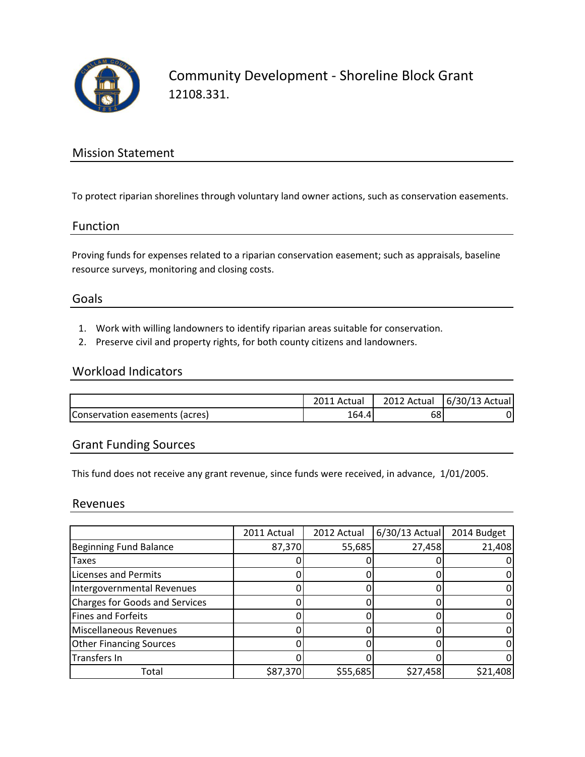# Community Development - Shoreline Block Grant

12108.331.

## Mission Statement

To protect riparian shorelines through voluntary land owner actions, such as conservation easements.

## Function

Proving funds for expenses related to a riparian conservation easement; such as appraisals, baseline resource surveys, monitoring and closing costs.

## Goals

1. Work with willing landowners to identify riparian areas suitable for conservation.
2. Preserve civil and property rights, for both county citizens and landowners.

## Workload Indicators

| | 2011 Actual | 2012 Actual | 6/30/13 Actual |
|---|---|---|---|
| Conservation easements (acres) | 164.4 | 68 | 0 |

## Grant Funding Sources

This fund does not receive any grant revenue, since funds were received, in advance, 1/01/2005.

## Revenues

| | 2011 Actual | 2012 Actual | 6/30/13 Actual | 2014 Budget |
|---|---|---|---|---|
| Beginning Fund Balance | 87,370 | 55,685 | 27,458 | 21,408 |
| Taxes | 0 | 0 | 0 | 0 |
| Licenses and Permits | 0 | 0 | 0 | 0 |
| Intergovernmental Revenues | 0 | 0 | 0 | 0 |
| Charges for Goods and Services | 0 | 0 | 0 | 0 |
| Fines and Forfeits | 0 | 0 | 0 | 0 |
| Miscellaneous Revenues | 0 | 0 | 0 | 0 |
| Other Financing Sources | 0 | 0 | 0 | 0 |
| Transfers In | 0 | 0 | 0 | 0 |
| Total | $87,370 | $55,685 | $27,458 | $21,408 |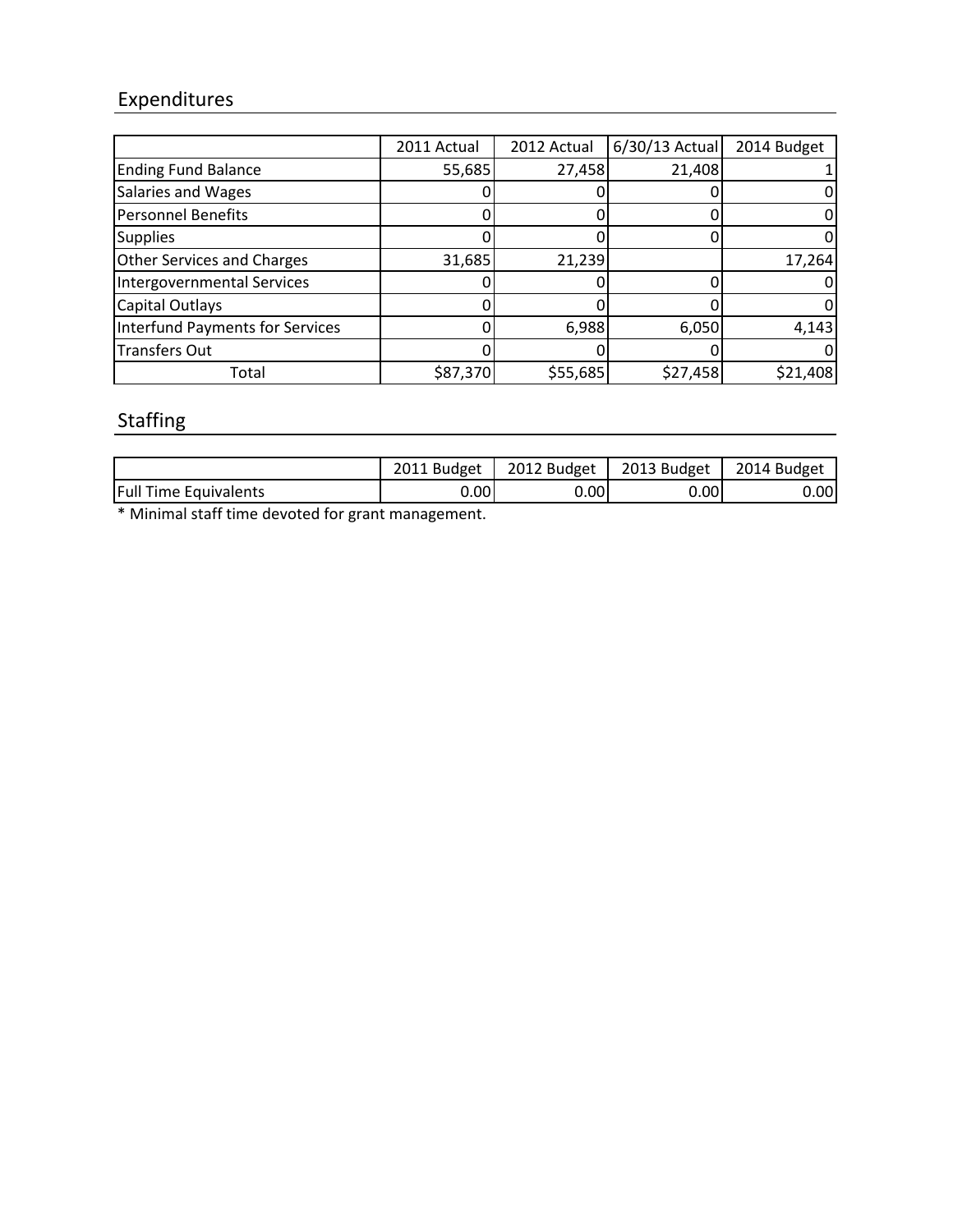## Expenditures

| | 2011 Actual | 2012 Actual | 6/30/13 Actual | 2014 Budget |
|---|---|---|---|---|
| Ending Fund Balance | 55,685 | 27,458 | 21,408 | 1 |
| Salaries and Wages | 0 | 0 | 0 | 0 |
| Personnel Benefits | 0 | 0 | 0 | 0 |
| Supplies | 0 | 0 | 0 | 0 |
| Other Services and Charges | 31,685 | 21,239 | | 17,264 |
| Intergovernmental Services | 0 | 0 | 0 | 0 |
| Capital Outlays | 0 | 0 | 0 | 0 |
| Interfund Payments for Services | 0 | 6,988 | 6,050 | 4,143 |
| Transfers Out | 0 | 0 | 0 | 0 |
| Total | $87,370 | $55,685 | $27,458 | $21,408 |

## Staffing

| | 2011 Budget | 2012 Budget | 2013 Budget | 2014 Budget |
|---|---|---|---|---|
| Full Time Equivalents | 0.00 | 0.00 | 0.00 | 0.00 |

* Minimal staff time devoted for grant management.